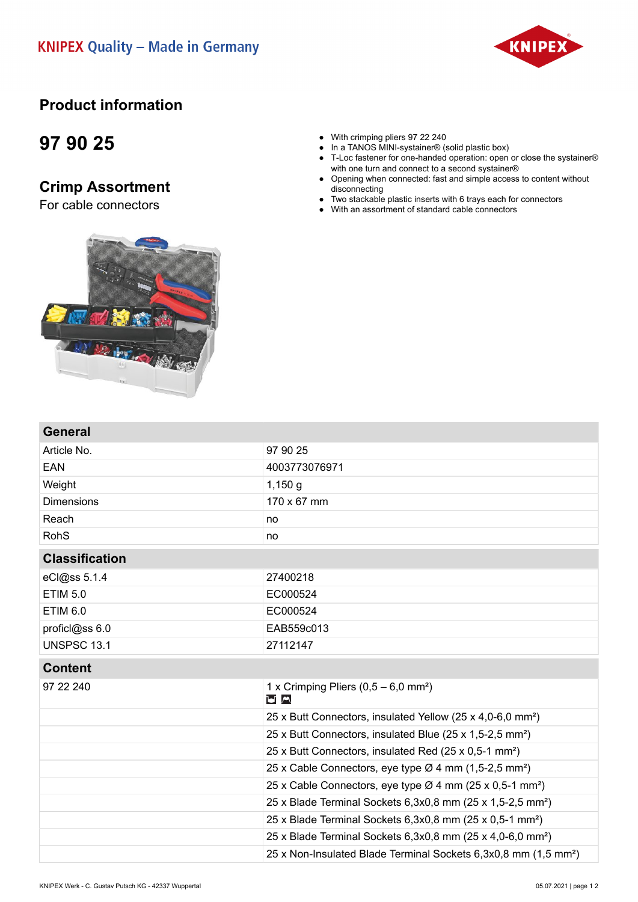KNIPEX Quality – Made in Germany

## Product information

# 97 90 25

## Crimp Assortment

For cable connectors

- With crimping pliers 97 22 240
- In a TANOS MINI-systainer® (solid plastic box)
- T-Loc fastener for one-handed operation: open or close the systainer® with one turn and connect to a second systainer®
- Opening when connected: fast and simple access to content without disconnecting
- Two stackable plastic inserts with 6 trays each for connectors
- With an assortment of standard cable connectors

| General | |
|---|---|
| Article No. | 97 90 25 |
| EAN | 4003773076971 |
| Weight | 1,150 g |
| Dimensions | 170 x 67 mm |
| Reach | no |
| RohS | no |

| Classification | |
|---|---|
| eCl@ss 5.1.4 | 27400218 |
| ETIM 5.0 | EC000524 |
| ETIM 6.0 | EC000524 |
| proficl@ss 6.0 | EAB559c013 |
| UNSPSC 13.1 | 27112147 |

| Content | |
|---|---|
| 97 22 240 | 1 x Crimping Pliers (0,5 – 6,0 mm²) |
| | 25 x Butt Connectors, insulated Yellow (25 x 4,0-6,0 mm²) |
| | 25 x Butt Connectors, insulated Blue (25 x 1,5-2,5 mm²) |
| | 25 x Butt Connectors, insulated Red (25 x 0,5-1 mm²) |
| | 25 x Cable Connectors, eye type Ø 4 mm (1,5-2,5 mm²) |
| | 25 x Cable Connectors, eye type Ø 4 mm (25 x 0,5-1 mm²) |
| | 25 x Blade Terminal Sockets 6,3x0,8 mm (25 x 1,5-2,5 mm²) |
| | 25 x Blade Terminal Sockets 6,3x0,8 mm (25 x 0,5-1 mm²) |
| | 25 x Blade Terminal Sockets 6,3x0,8 mm (25 x 4,0-6,0 mm²) |
| | 25 x Non-Insulated Blade Terminal Sockets 6,3x0,8 mm (1,5 mm²) |

KNIPEX Werk - C. Gustav Putsch KG - 42337 Wuppertal

05.07.2021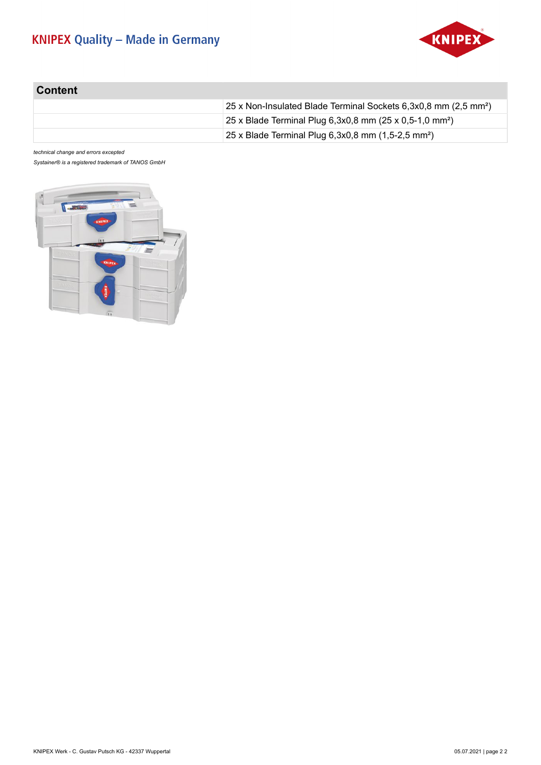## Content

| | |
|---|---|
| | 25 x Non-Insulated Blade Terminal Sockets 6,3x0,8 mm (2,5 mm²) |
| | 25 x Blade Terminal Plug 6,3x0,8 mm (25 x 0,5-1,0 mm²) |
| | 25 x Blade Terminal Plug 6,3x0,8 mm (1,5-2,5 mm²) |

*technical change and errors excepted*

*Systainer® is a registered trademark of TANOS GmbH*